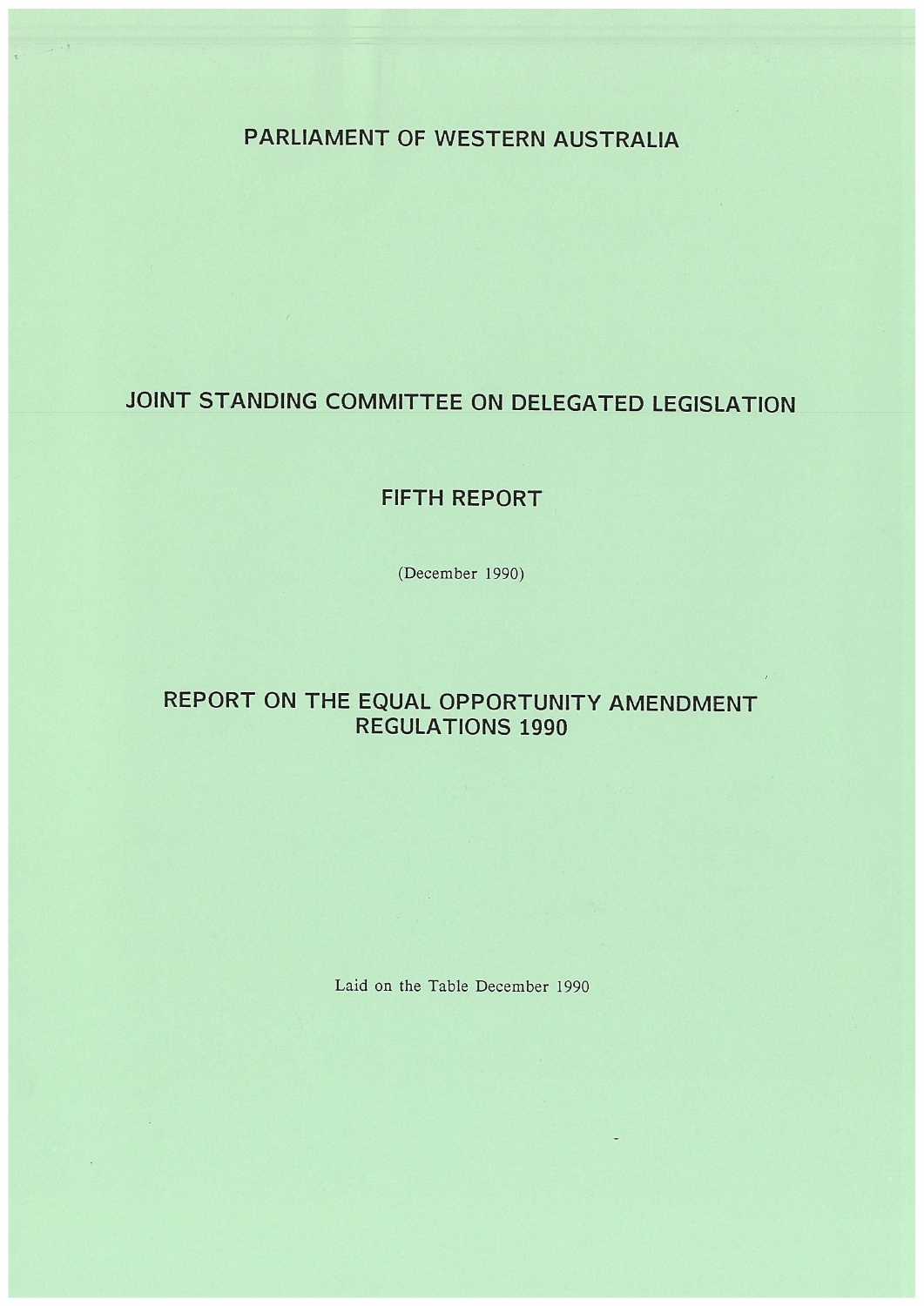# PARLIAMENT OF WESTERN AUSTRALIA

## JOINT STANDING COMMITTEE ON DELEGATED LEGISLATION

## FIFTH REPORT

(December 1990)

## REPORT ON THE EQUAL OPPORTUNITY AMENDMENT REGULATIONS 1990

Laid on the Table December 1990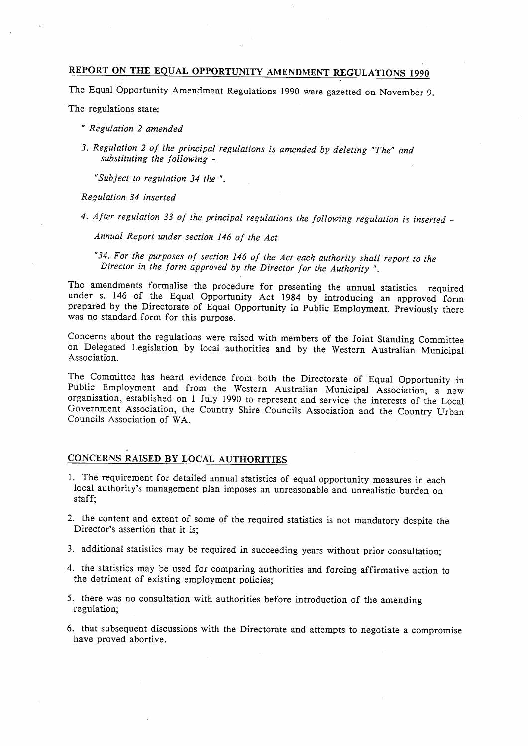## REPORT ON THE EQUAL OPPORTUNITY AMENDMENT REGULATIONS 1990

The Equal Opportunity Amendment Regulations 1990 were gazetted on November 9.

The regulations state:

> " *Regulation 2 amended*
>
> *3. Regulation 2 of the principal regulations is amended by deleting "The" and substituting the following -*
>
> *"Subject to regulation 34 the ".*
>
> *Regulation 34 inserted*
>
> *4. After regulation 33 of the principal regulations the following regulation is inserted -*
>
> *Annual Report under section 146 of the Act*
>
> *"34. For the purposes of section 146 of the Act each authority shall report to the Director in the form approved by the Director for the Authority ".*

The amendments formalise the procedure for presenting the annual statistics required under s. 146 of the Equal Opportunity Act 1984 by introducing an approved form prepared by the Directorate of Equal Opportunity in Public Employment. Previously there was no standard form for this purpose.

Concerns about the regulations were raised with members of the Joint Standing Committee on Delegated Legislation by local authorities and by the Western Australian Municipal Association.

The Committee has heard evidence from both the Directorate of Equal Opportunity in Public Employment and from the Western Australian Municipal Association, a new organisation, established on 1 July 1990 to represent and service the interests of the Local Government Association, the Country Shire Councils Association and the Country Urban Councils Association of WA.

## CONCERNS RAISED BY LOCAL AUTHORITIES

1. The requirement for detailed annual statistics of equal opportunity measures in each local authority's management plan imposes an unreasonable and unrealistic burden on staff;
2. the content and extent of some of the required statistics is not mandatory despite the Director's assertion that it is;
3. additional statistics may be required in succeeding years without prior consultation;
4. the statistics may be used for comparing authorities and forcing affirmative action to the detriment of existing employment policies;
5. there was no consultation with authorities before introduction of the amending regulation;
6. that subsequent discussions with the Directorate and attempts to negotiate a compromise have proved abortive.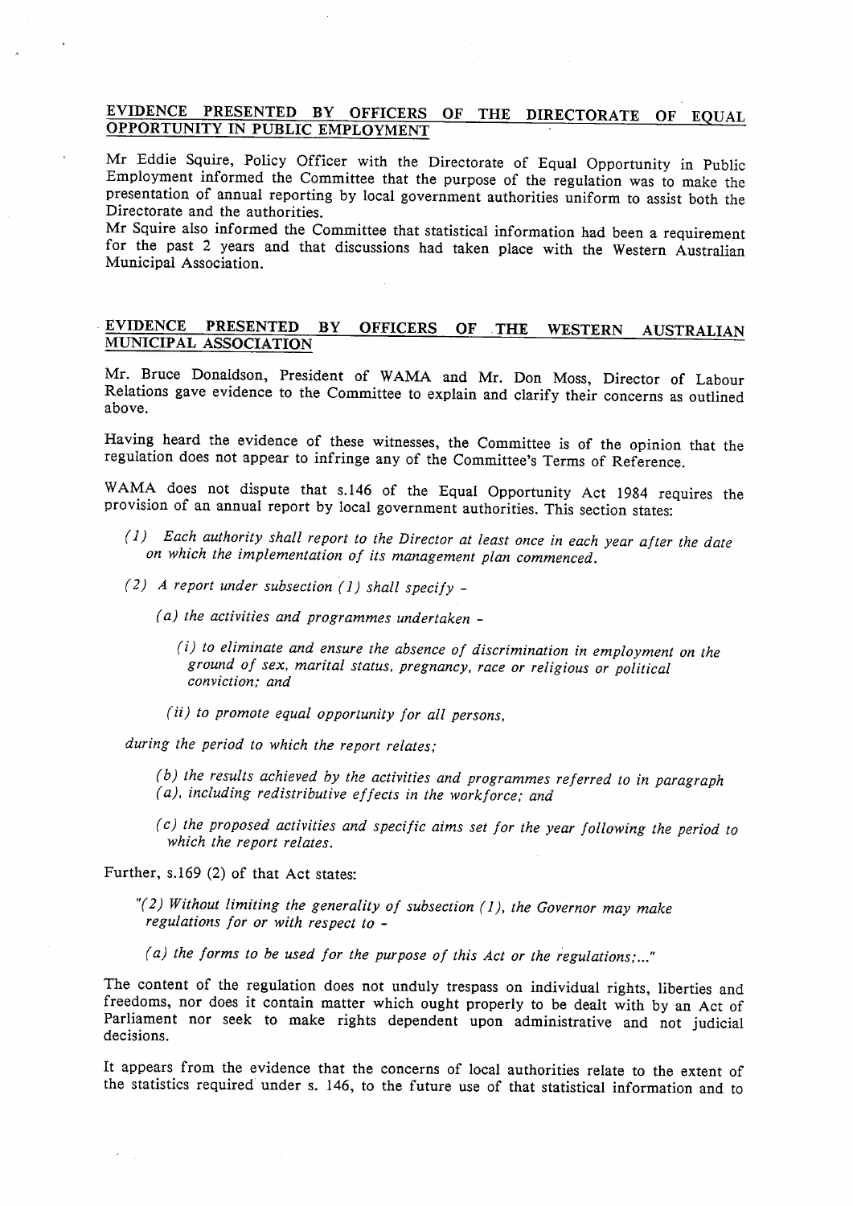## EVIDENCE PRESENTED BY OFFICERS OF THE DIRECTORATE OF EQUAL OPPORTUNITY IN PUBLIC EMPLOYMENT

Mr Eddie Squire, Policy Officer with the Directorate of Equal Opportunity in Public Employment informed the Committee that the purpose of the regulation was to make the presentation of annual reporting by local government authorities uniform to assist both the Directorate and the authorities.

Mr Squire also informed the Committee that statistical information had been a requirement for the past 2 years and that discussions had taken place with the Western Australian Municipal Association.

## EVIDENCE PRESENTED BY OFFICERS OF THE WESTERN AUSTRALIAN MUNICIPAL ASSOCIATION

Mr. Bruce Donaldson, President of WAMA and Mr. Don Moss, Director of Labour Relations gave evidence to the Committee to explain and clarify their concerns as outlined above.

Having heard the evidence of these witnesses, the Committee is of the opinion that the regulation does not appear to infringe any of the Committee's Terms of Reference.

WAMA does not dispute that s.146 of the Equal Opportunity Act 1984 requires the provision of an annual report by local government authorities. This section states:

> *(1) Each authority shall report to the Director at least once in each year after the date on which the implementation of its management plan commenced.*
>
> *(2) A report under subsection (1) shall specify -*
>
> > *(a) the activities and programmes undertaken -*
> >
> > > *(i) to eliminate and ensure the absence of discrimination in employment on the ground of sex, marital status, pregnancy, race or religious or political conviction; and*
> > >
> > > *(ii) to promote equal opportunity for all persons,*
>
> *during the period to which the report relates;*
>
> > *(b) the results achieved by the activities and programmes referred to in paragraph (a), including redistributive effects in the workforce; and*
> >
> > *(c) the proposed activities and specific aims set for the year following the period to which the report relates.*

Further, s.169 (2) of that Act states:

> *"(2) Without limiting the generality of subsection (1), the Governor may make regulations for or with respect to -*
>
> > *(a) the forms to be used for the purpose of this Act or the regulations;..."*

The content of the regulation does not unduly trespass on individual rights, liberties and freedoms, nor does it contain matter which ought properly to be dealt with by an Act of Parliament nor seek to make rights dependent upon administrative and not judicial decisions.

It appears from the evidence that the concerns of local authorities relate to the extent of the statistics required under s. 146, to the future use of that statistical information and to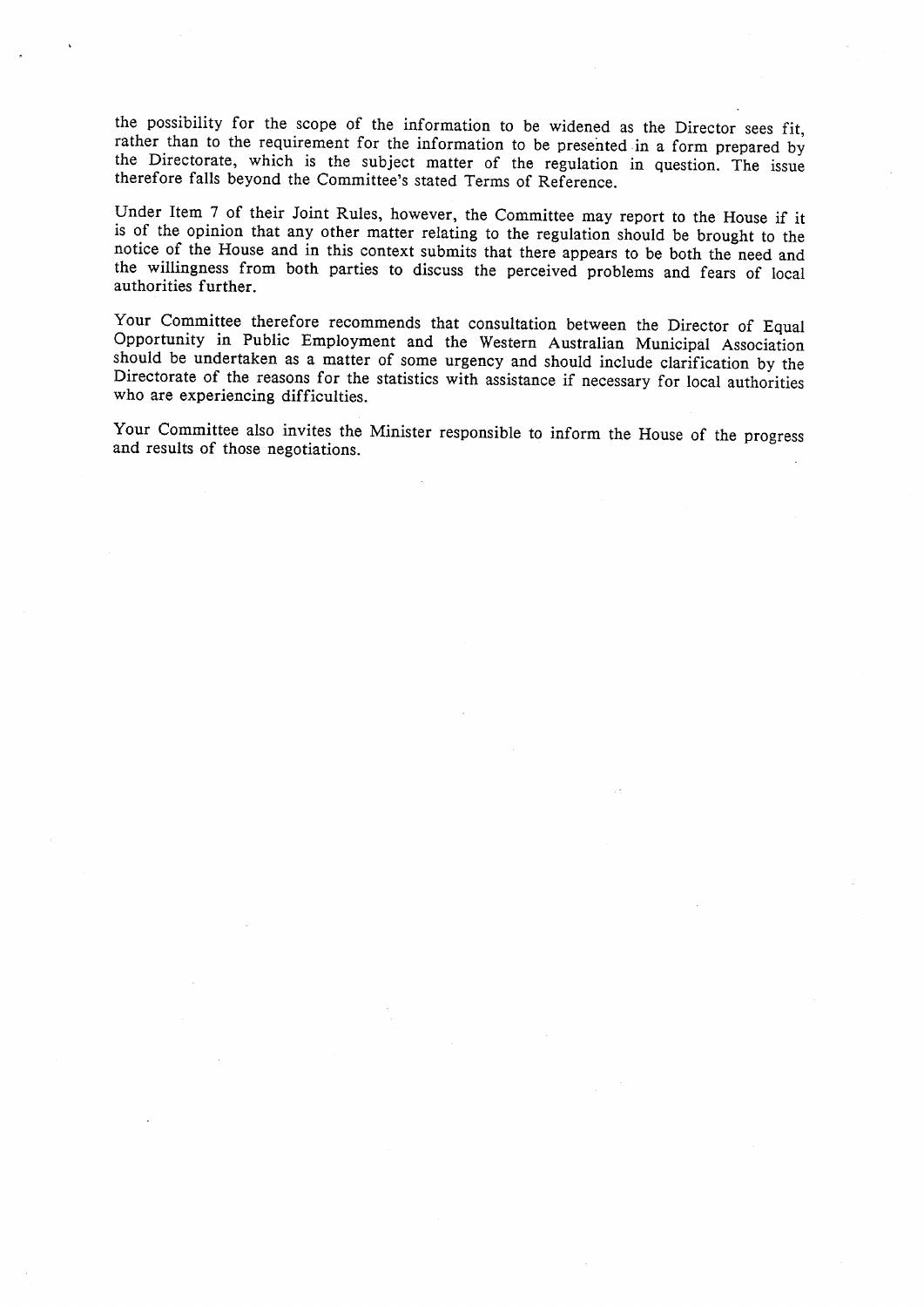the possibility for the scope of the information to be widened as the Director sees fit, rather than to the requirement for the information to be presented in a form prepared by the Directorate, which is the subject matter of the regulation in question. The issue therefore falls beyond the Committee's stated Terms of Reference.

Under Item 7 of their Joint Rules, however, the Committee may report to the House if it is of the opinion that any other matter relating to the regulation should be brought to the notice of the House and in this context submits that there appears to be both the need and the willingness from both parties to discuss the perceived problems and fears of local authorities further.

Your Committee therefore recommends that consultation between the Director of Equal Opportunity in Public Employment and the Western Australian Municipal Association should be undertaken as a matter of some urgency and should include clarification by the Directorate of the reasons for the statistics with assistance if necessary for local authorities who are experiencing difficulties.

Your Committee also invites the Minister responsible to inform the House of the progress and results of those negotiations.